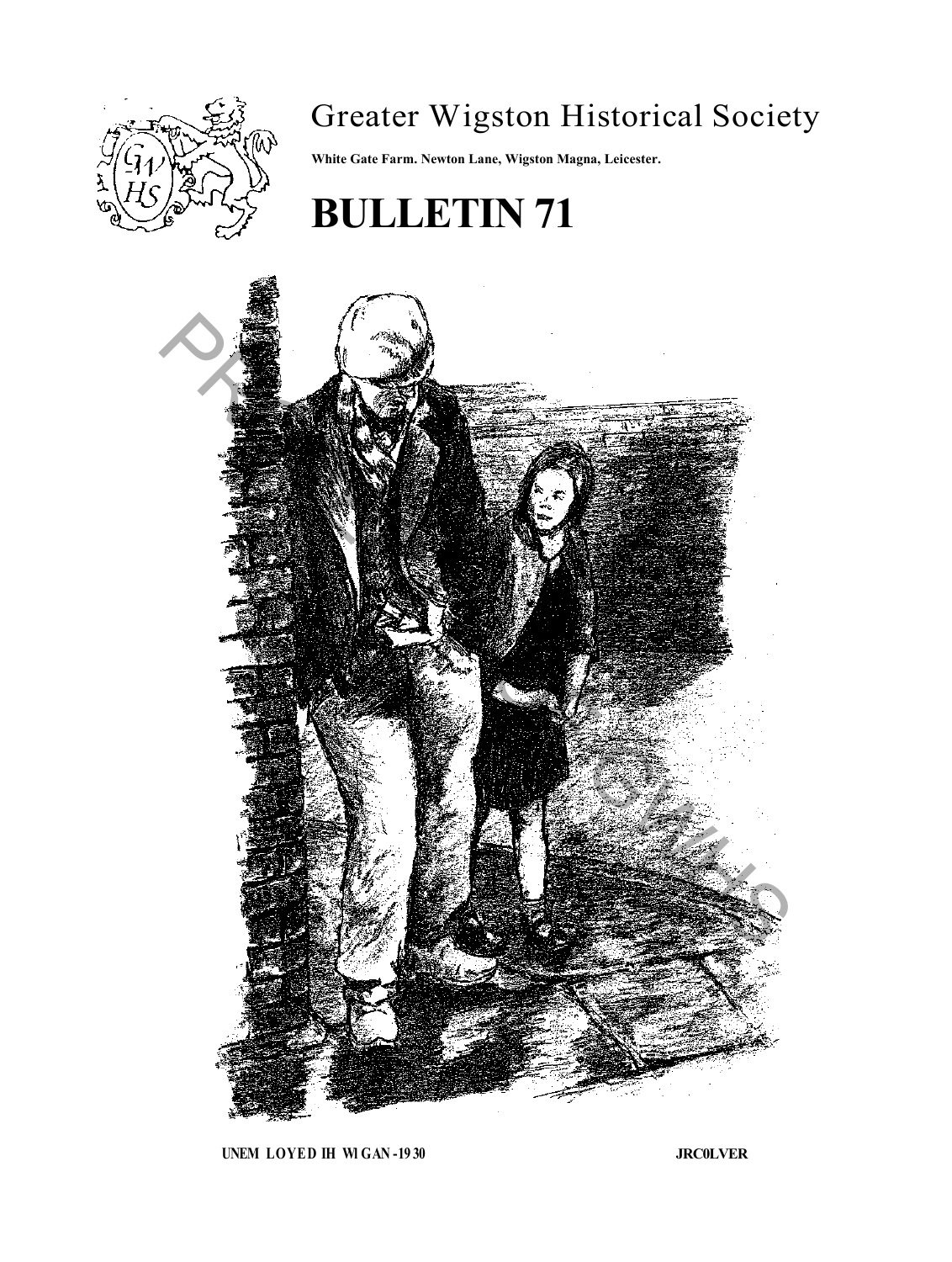# Greater Wigston Historical Society

**White Gate Farm. Newton Lane, Wigston Magna, Leicester.**

# BULLETIN 71

**UNEM LOYED IH WI GAN -19 30** **JRC0LVER**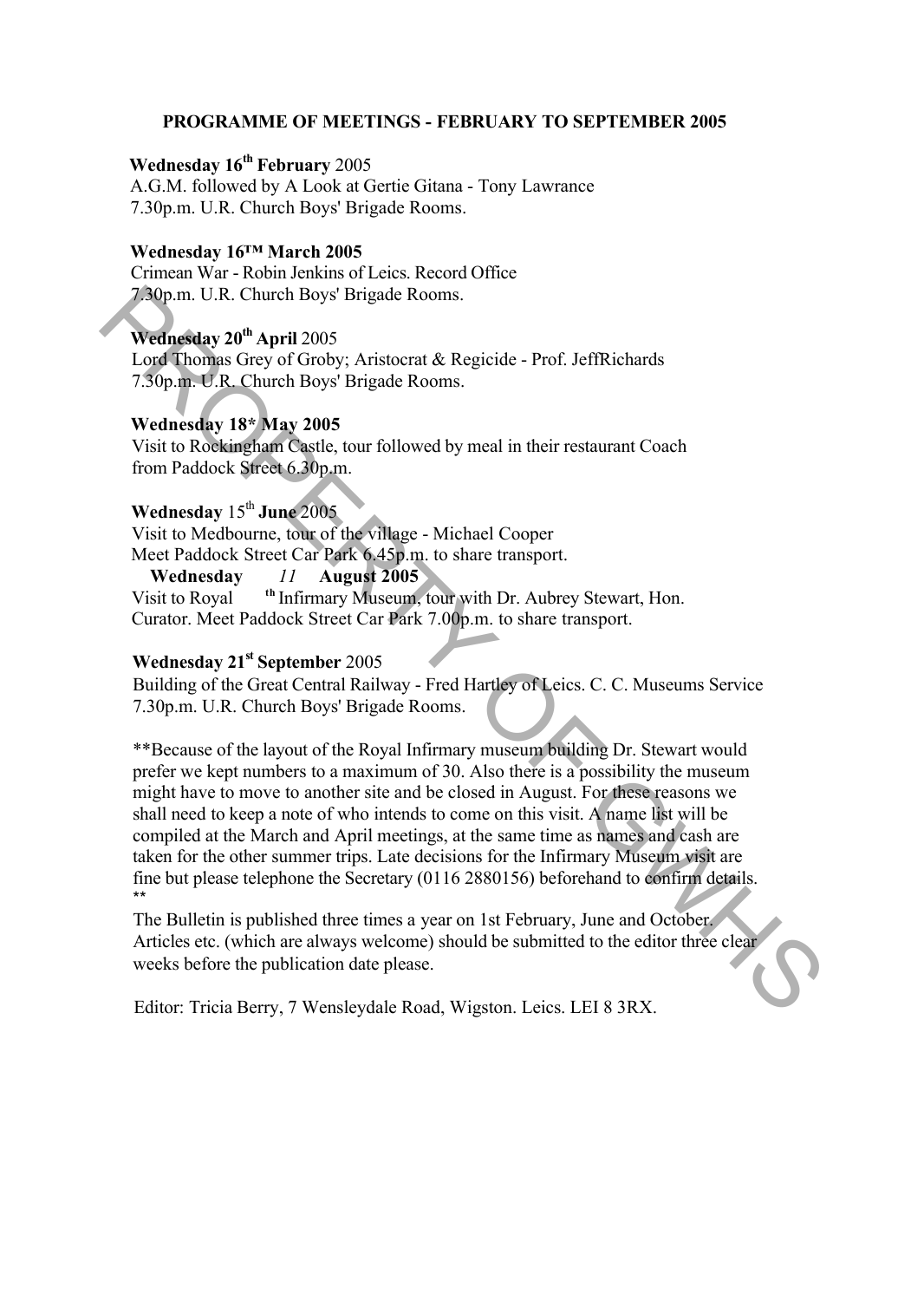## PROGRAMME OF MEETINGS - FEBRUARY TO SEPTEMBER 2005

**Wednesday 16th February** 2005
A.G.M. followed by A Look at Gertie Gitana - Tony Lawrance
7.30p.m. U.R. Church Boys' Brigade Rooms.

**Wednesday 16™ March 2005**
Crimean War - Robin Jenkins of Leics. Record Office
7.30p.m. U.R. Church Boys' Brigade Rooms.

**Wednesday 20th April** 2005
Lord Thomas Grey of Groby; Aristocrat & Regicide - Prof. JeffRichards
7.30p.m. U.R. Church Boys' Brigade Rooms.

**Wednesday 18* May 2005**
Visit to Rockingham Castle, tour followed by meal in their restaurant Coach from Paddock Street 6.30p.m.

**Wednesday** 15th **June** 2005
Visit to Medbourne, tour of the village - Michael Cooper
Meet Paddock Street Car Park 6.45p.m. to share transport.

**Wednesday** *11* **August 2005**
Visit to Royal th Infirmary Museum, tour with Dr. Aubrey Stewart, Hon. Curator. Meet Paddock Street Car Park 7.00p.m. to share transport.

**Wednesday 21st September** 2005
Building of the Great Central Railway - Fred Hartley of Leics. C. C. Museums Service
7.30p.m. U.R. Church Boys' Brigade Rooms.

**Because of the layout of the Royal Infirmary museum building Dr. Stewart would prefer we kept numbers to a maximum of 30. Also there is a possibility the museum might have to move to another site and be closed in August. For these reasons we shall need to keep a note of who intends to come on this visit. A name list will be compiled at the March and April meetings, at the same time as names and cash are taken for the other summer trips. Late decisions for the Infirmary Museum visit are fine but please telephone the Secretary (0116 2880156) beforehand to confirm details. **

The Bulletin is published three times a year on 1st February, June and October. Articles etc. (which are always welcome) should be submitted to the editor three clear weeks before the publication date please.

Editor: Tricia Berry, 7 Wensleydale Road, Wigston. Leics. LEI 8 3RX.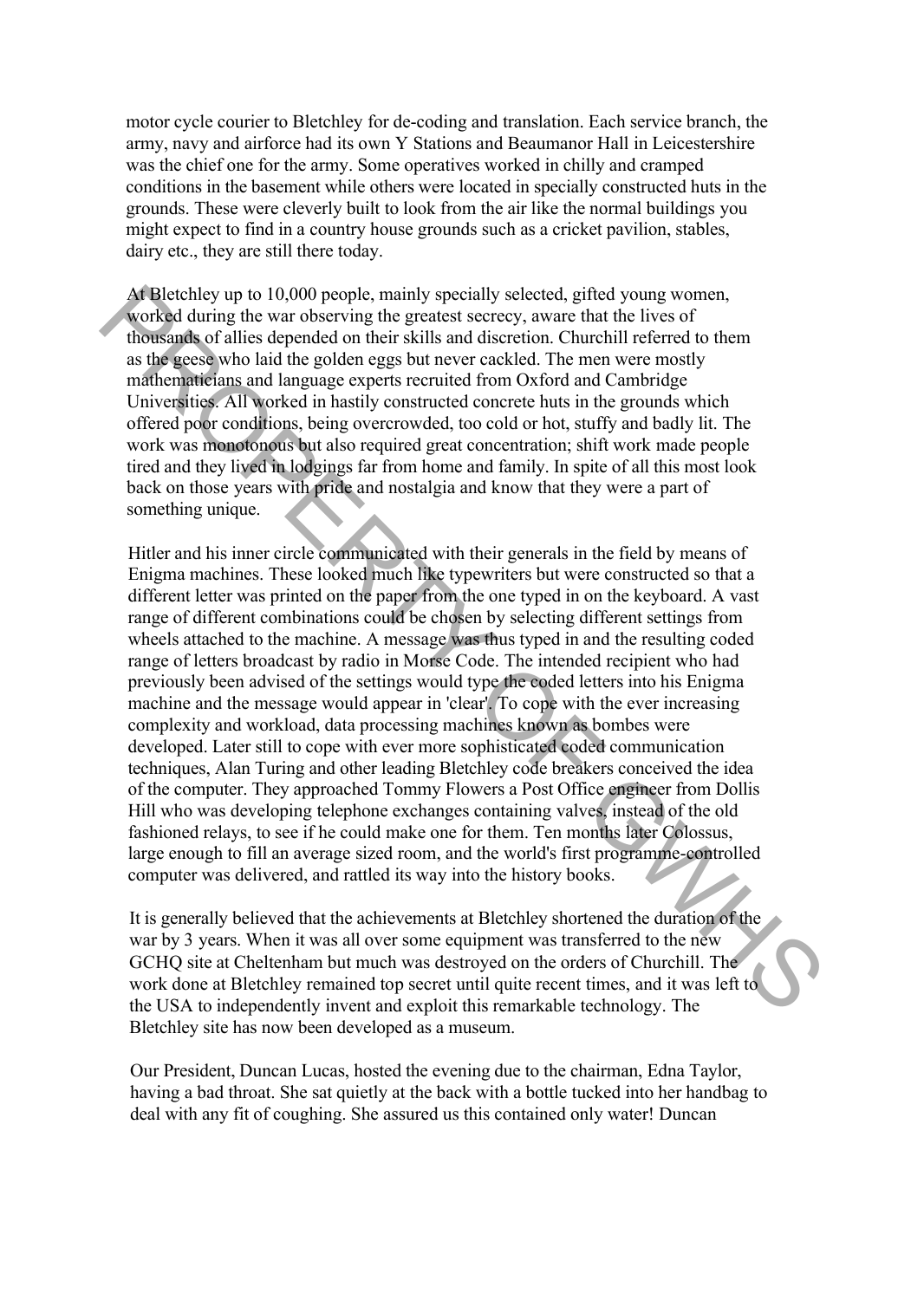motor cycle courier to Bletchley for de-coding and translation. Each service branch, the army, navy and airforce had its own Y Stations and Beaumanor Hall in Leicestershire was the chief one for the army. Some operatives worked in chilly and cramped conditions in the basement while others were located in specially constructed huts in the grounds. These were cleverly built to look from the air like the normal buildings you might expect to find in a country house grounds such as a cricket pavilion, stables, dairy etc., they are still there today.

At Bletchley up to 10,000 people, mainly specially selected, gifted young women, worked during the war observing the greatest secrecy, aware that the lives of thousands of allies depended on their skills and discretion. Churchill referred to them as the geese who laid the golden eggs but never cackled. The men were mostly mathematicians and language experts recruited from Oxford and Cambridge Universities. All worked in hastily constructed concrete huts in the grounds which offered poor conditions, being overcrowded, too cold or hot, stuffy and badly lit. The work was monotonous but also required great concentration; shift work made people tired and they lived in lodgings far from home and family. In spite of all this most look back on those years with pride and nostalgia and know that they were a part of something unique.

Hitler and his inner circle communicated with their generals in the field by means of Enigma machines. These looked much like typewriters but were constructed so that a different letter was printed on the paper from the one typed in on the keyboard. A vast range of different combinations could be chosen by selecting different settings from wheels attached to the machine. A message was thus typed in and the resulting coded range of letters broadcast by radio in Morse Code. The intended recipient who had previously been advised of the settings would type the coded letters into his Enigma machine and the message would appear in 'clear'. To cope with the ever increasing complexity and workload, data processing machines known as bombes were developed. Later still to cope with ever more sophisticated coded communication techniques, Alan Turing and other leading Bletchley code breakers conceived the idea of the computer. They approached Tommy Flowers a Post Office engineer from Dollis Hill who was developing telephone exchanges containing valves, instead of the old fashioned relays, to see if he could make one for them. Ten months later Colossus, large enough to fill an average sized room, and the world's first programme-controlled computer was delivered, and rattled its way into the history books.

It is generally believed that the achievements at Bletchley shortened the duration of the war by 3 years. When it was all over some equipment was transferred to the new GCHQ site at Cheltenham but much was destroyed on the orders of Churchill. The work done at Bletchley remained top secret until quite recent times, and it was left to the USA to independently invent and exploit this remarkable technology. The Bletchley site has now been developed as a museum.

Our President, Duncan Lucas, hosted the evening due to the chairman, Edna Taylor, having a bad throat. She sat quietly at the back with a bottle tucked into her handbag to deal with any fit of coughing. She assured us this contained only water! Duncan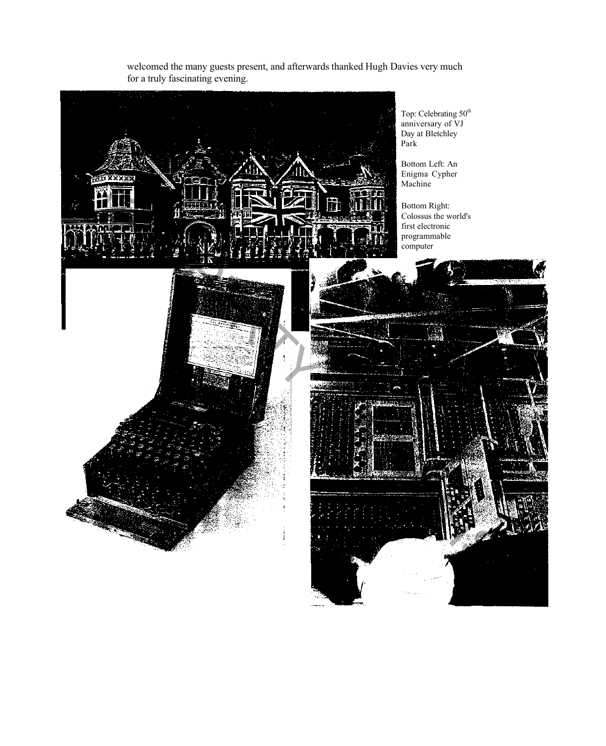welcomed the many guests present, and afterwards thanked Hugh Davies very much for a truly fascinating evening.

Top: Celebrating 50th anniversary of VJ Day at Bletchley Park

Bottom Left: An Enigma Cypher Machine

Bottom Right: Colossus the world's first electronic programmable computer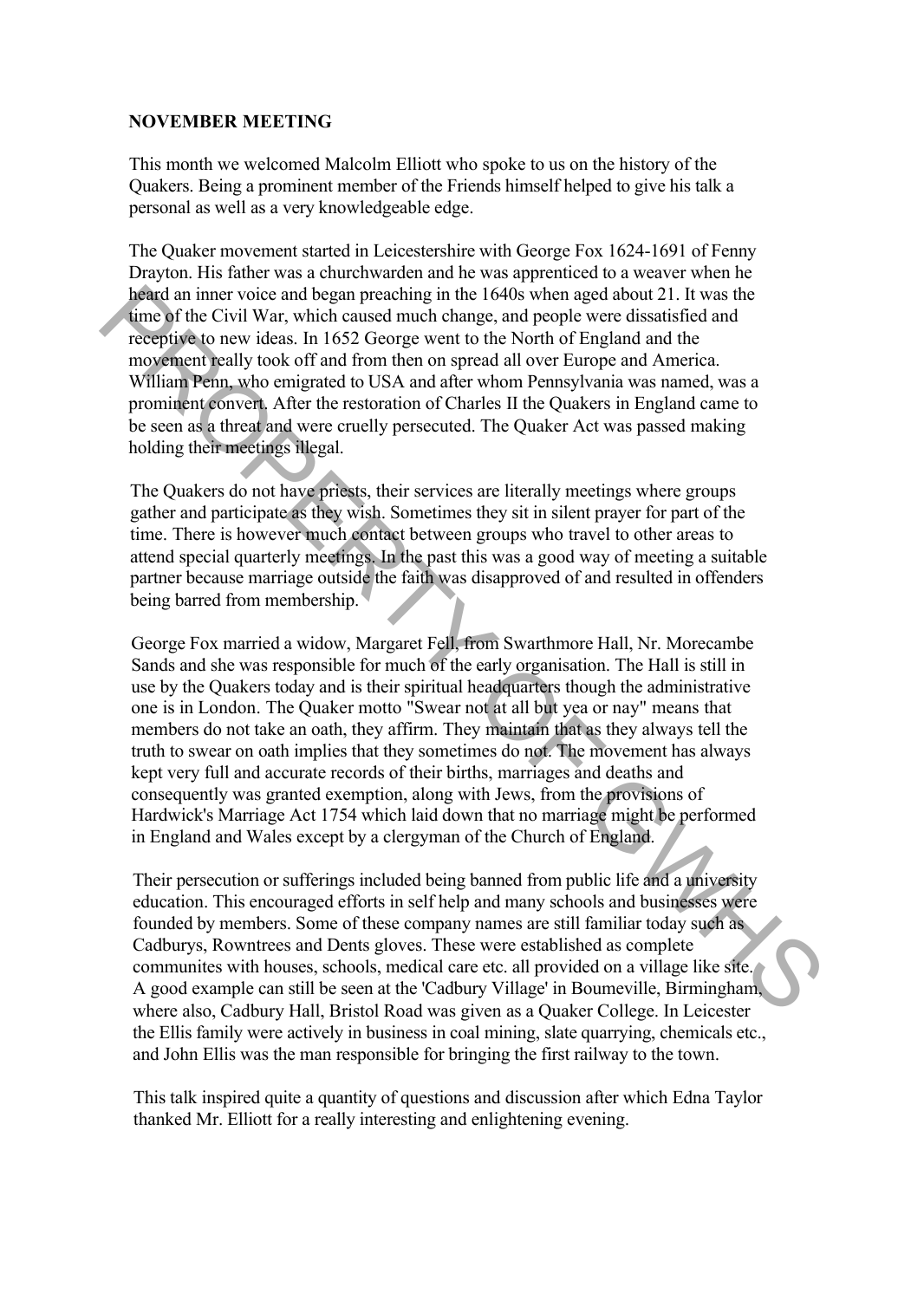**NOVEMBER MEETING**

This month we welcomed Malcolm Elliott who spoke to us on the history of the Quakers. Being a prominent member of the Friends himself helped to give his talk a personal as well as a very knowledgeable edge.

The Quaker movement started in Leicestershire with George Fox 1624-1691 of Fenny Drayton. His father was a churchwarden and he was apprenticed to a weaver when he heard an inner voice and began preaching in the 1640s when aged about 21. It was the time of the Civil War, which caused much change, and people were dissatisfied and receptive to new ideas. In 1652 George went to the North of England and the movement really took off and from then on spread all over Europe and America. William Penn, who emigrated to USA and after whom Pennsylvania was named, was a prominent convert. After the restoration of Charles II the Quakers in England came to be seen as a threat and were cruelly persecuted. The Quaker Act was passed making holding their meetings illegal.

The Quakers do not have priests, their services are literally meetings where groups gather and participate as they wish. Sometimes they sit in silent prayer for part of the time. There is however much contact between groups who travel to other areas to attend special quarterly meetings. In the past this was a good way of meeting a suitable partner because marriage outside the faith was disapproved of and resulted in offenders being barred from membership.

George Fox married a widow, Margaret Fell, from Swarthmore Hall, Nr. Morecambe Sands and she was responsible for much of the early organisation. The Hall is still in use by the Quakers today and is their spiritual headquarters though the administrative one is in London. The Quaker motto "Swear not at all but yea or nay" means that members do not take an oath, they affirm. They maintain that as they always tell the truth to swear on oath implies that they sometimes do not. The movement has always kept very full and accurate records of their births, marriages and deaths and consequently was granted exemption, along with Jews, from the provisions of Hardwick's Marriage Act 1754 which laid down that no marriage might be performed in England and Wales except by a clergyman of the Church of England.

Their persecution or sufferings included being banned from public life and a university education. This encouraged efforts in self help and many schools and businesses were founded by members. Some of these company names are still familiar today such as Cadburys, Rowntrees and Dents gloves. These were established as complete communites with houses, schools, medical care etc. all provided on a village like site. A good example can still be seen at the 'Cadbury Village' in Boumeville, Birmingham, where also, Cadbury Hall, Bristol Road was given as a Quaker College. In Leicester the Ellis family were actively in business in coal mining, slate quarrying, chemicals etc., and John Ellis was the man responsible for bringing the first railway to the town.

This talk inspired quite a quantity of questions and discussion after which Edna Taylor thanked Mr. Elliott for a really interesting and enlightening evening.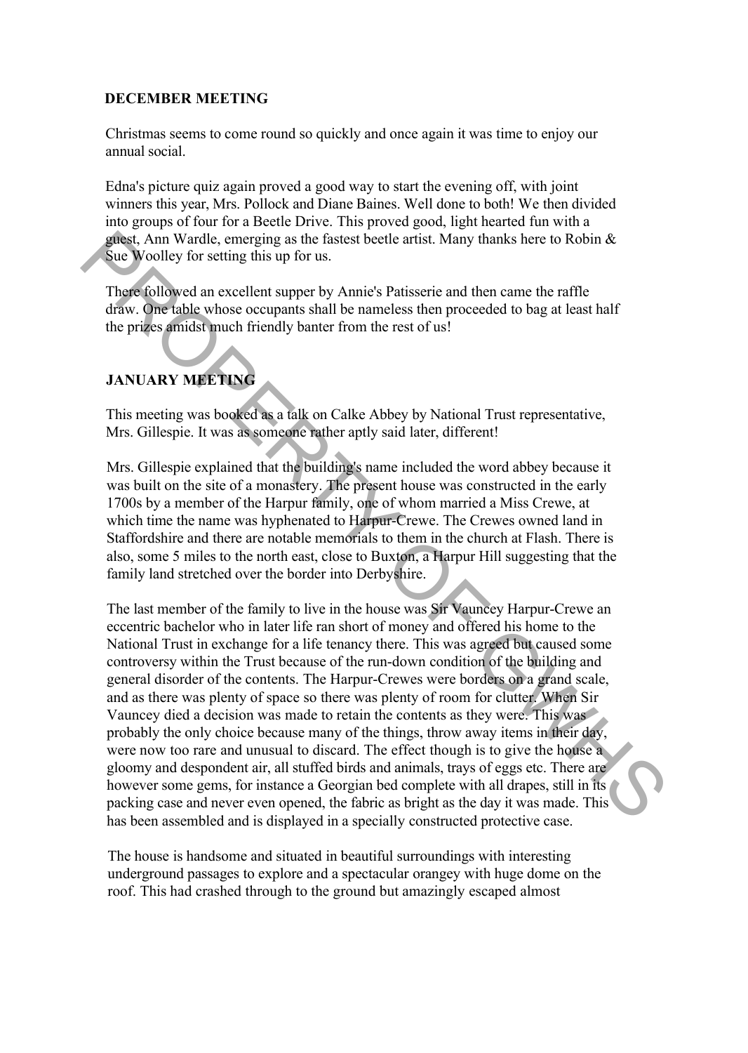**DECEMBER MEETING**

Christmas seems to come round so quickly and once again it was time to enjoy our annual social.

Edna's picture quiz again proved a good way to start the evening off, with joint winners this year, Mrs. Pollock and Diane Baines. Well done to both! We then divided into groups of four for a Beetle Drive. This proved good, light hearted fun with a guest, Ann Wardle, emerging as the fastest beetle artist. Many thanks here to Robin & Sue Woolley for setting this up for us.

There followed an excellent supper by Annie's Patisserie and then came the raffle draw. One table whose occupants shall be nameless then proceeded to bag at least half the prizes amidst much friendly banter from the rest of us!

**JANUARY MEETING**

This meeting was booked as a talk on Calke Abbey by National Trust representative, Mrs. Gillespie. It was as someone rather aptly said later, different!

Mrs. Gillespie explained that the building's name included the word abbey because it was built on the site of a monastery. The present house was constructed in the early 1700s by a member of the Harpur family, one of whom married a Miss Crewe, at which time the name was hyphenated to Harpur-Crewe. The Crewes owned land in Staffordshire and there are notable memorials to them in the church at Flash. There is also, some 5 miles to the north east, close to Buxton, a Harpur Hill suggesting that the family land stretched over the border into Derbyshire.

The last member of the family to live in the house was Sir Vauncey Harpur-Crewe an eccentric bachelor who in later life ran short of money and offered his home to the National Trust in exchange for a life tenancy there. This was agreed but caused some controversy within the Trust because of the run-down condition of the building and general disorder of the contents. The Harpur-Crewes were borders on a grand scale, and as there was plenty of space so there was plenty of room for clutter. When Sir Vauncey died a decision was made to retain the contents as they were. This was probably the only choice because many of the things, throw away items in their day, were now too rare and unusual to discard. The effect though is to give the house a gloomy and despondent air, all stuffed birds and animals, trays of eggs etc. There are however some gems, for instance a Georgian bed complete with all drapes, still in its packing case and never even opened, the fabric as bright as the day it was made. This has been assembled and is displayed in a specially constructed protective case.

The house is handsome and situated in beautiful surroundings with interesting underground passages to explore and a spectacular orangey with huge dome on the roof. This had crashed through to the ground but amazingly escaped almost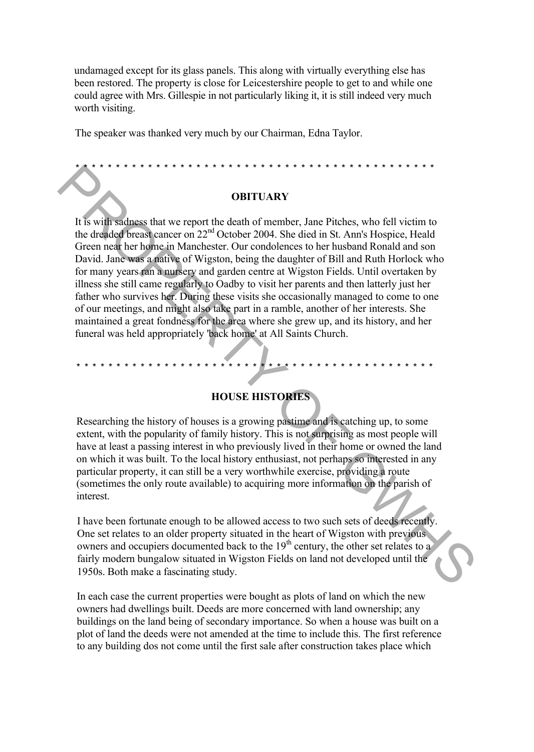undamaged except for its glass panels. This along with virtually everything else has been restored. The property is close for Leicestershire people to get to and while one could agree with Mrs. Gillespie in not particularly liking it, it is still indeed very much worth visiting.

The speaker was thanked very much by our Chairman, Edna Taylor.

* * * * * * * * * * * * * * * * * * * * * * * * * * * * * * * * * * * * * * * * * * * * * * * *

## OBITUARY

It is with sadness that we report the death of member, Jane Pitches, who fell victim to the dreaded breast cancer on 22nd October 2004. She died in St. Ann's Hospice, Heald Green near her home in Manchester. Our condolences to her husband Ronald and son David. Jane was a native of Wigston, being the daughter of Bill and Ruth Horlock who for many years ran a nursery and garden centre at Wigston Fields. Until overtaken by illness she still came regularly to Oadby to visit her parents and then latterly just her father who survives her. During these visits she occasionally managed to come to one of our meetings, and might also take part in a ramble, another of her interests. She maintained a great fondness for the area where she grew up, and its history, and her funeral was held appropriately 'back home' at All Saints Church.

* * * * * * * * * * * * * * * * * * * * * * * * * * * * * * * * * * * * * * * * * * * * * * * *

## HOUSE HISTORIES

Researching the history of houses is a growing pastime and is catching up, to some extent, with the popularity of family history. This is not surprising as most people will have at least a passing interest in who previously lived in their home or owned the land on which it was built. To the local history enthusiast, not perhaps so interested in any particular property, it can still be a very worthwhile exercise, providing a route (sometimes the only route available) to acquiring more information on the parish of interest.

I have been fortunate enough to be allowed access to two such sets of deeds recently. One set relates to an older property situated in the heart of Wigston with previous owners and occupiers documented back to the 19th century, the other set relates to a fairly modern bungalow situated in Wigston Fields on land not developed until the 1950s. Both make a fascinating study.

In each case the current properties were bought as plots of land on which the new owners had dwellings built. Deeds are more concerned with land ownership; any buildings on the land being of secondary importance. So when a house was built on a plot of land the deeds were not amended at the time to include this. The first reference to any building dos not come until the first sale after construction takes place which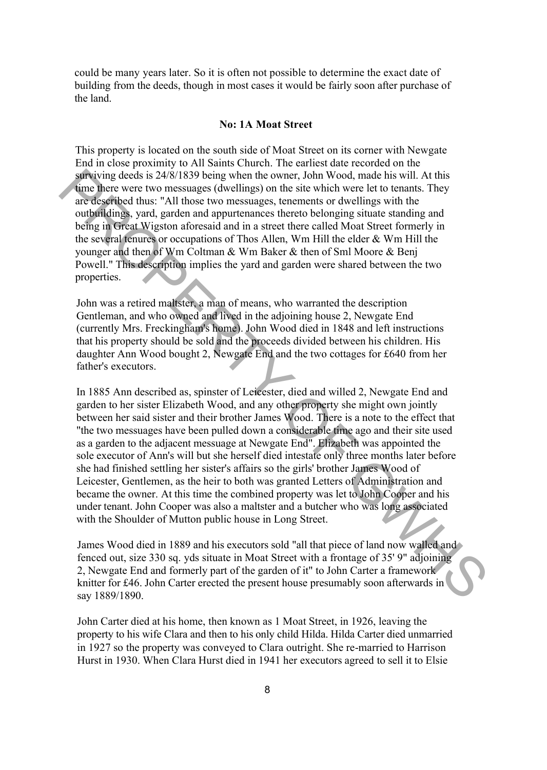could be many years later. So it is often not possible to determine the exact date of building from the deeds, though in most cases it would be fairly soon after purchase of the land.

### No: 1A Moat Street

This property is located on the south side of Moat Street on its corner with Newgate End in close proximity to All Saints Church. The earliest date recorded on the surviving deeds is 24/8/1839 being when the owner, John Wood, made his will. At this time there were two messuages (dwellings) on the site which were let to tenants. They are described thus: "All those two messuages, tenements or dwellings with the outbuildings, yard, garden and appurtenances thereto belonging situate standing and being in Great Wigston aforesaid and in a street there called Moat Street formerly in the several tenures or occupations of Thos Allen, Wm Hill the elder & Wm Hill the younger and then of Wm Coltman & Wm Baker & then of Sml Moore & Benj Powell." This description implies the yard and garden were shared between the two properties.

John was a retired maltster, a man of means, who warranted the description Gentleman, and who owned and lived in the adjoining house 2, Newgate End (currently Mrs. Freckingham's home). John Wood died in 1848 and left instructions that his property should be sold and the proceeds divided between his children. His daughter Ann Wood bought 2, Newgate End and the two cottages for £640 from her father's executors.

In 1885 Ann described as, spinster of Leicester, died and willed 2, Newgate End and garden to her sister Elizabeth Wood, and any other property she might own jointly between her said sister and their brother James Wood. There is a note to the effect that "the two messuages have been pulled down a considerable time ago and their site used as a garden to the adjacent messuage at Newgate End". Elizabeth was appointed the sole executor of Ann's will but she herself died intestate only three months later before she had finished settling her sister's affairs so the girls' brother James Wood of Leicester, Gentlemen, as the heir to both was granted Letters of Administration and became the owner. At this time the combined property was let to John Cooper and his under tenant. John Cooper was also a maltster and a butcher who was long associated with the Shoulder of Mutton public house in Long Street.

James Wood died in 1889 and his executors sold "all that piece of land now walled and fenced out, size 330 sq. yds situate in Moat Street with a frontage of 35' 9" adjoining 2, Newgate End and formerly part of the garden of it" to John Carter a framework knitter for £46. John Carter erected the present house presumably soon afterwards in say 1889/1890.

John Carter died at his home, then known as 1 Moat Street, in 1926, leaving the property to his wife Clara and then to his only child Hilda. Hilda Carter died unmarried in 1927 so the property was conveyed to Clara outright. She re-married to Harrison Hurst in 1930. When Clara Hurst died in 1941 her executors agreed to sell it to Elsie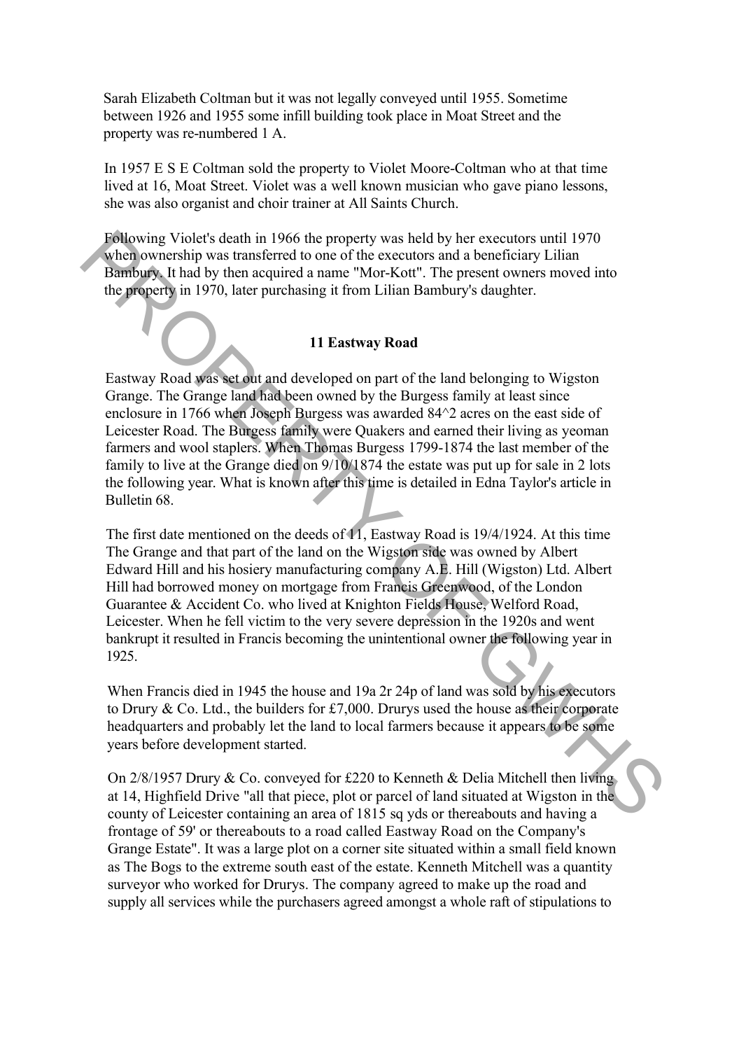Sarah Elizabeth Coltman but it was not legally conveyed until 1955. Sometime between 1926 and 1955 some infill building took place in Moat Street and the property was re-numbered 1 A.

In 1957 E S E Coltman sold the property to Violet Moore-Coltman who at that time lived at 16, Moat Street. Violet was a well known musician who gave piano lessons, she was also organist and choir trainer at All Saints Church.

Following Violet's death in 1966 the property was held by her executors until 1970 when ownership was transferred to one of the executors and a beneficiary Lilian Bambury. It had by then acquired a name "Mor-Kott". The present owners moved into the property in 1970, later purchasing it from Lilian Bambury's daughter.

### 11 Eastway Road

Eastway Road was set out and developed on part of the land belonging to Wigston Grange. The Grange land had been owned by the Burgess family at least since enclosure in 1766 when Joseph Burgess was awarded 84^2 acres on the east side of Leicester Road. The Burgess family were Quakers and earned their living as yeoman farmers and wool staplers. When Thomas Burgess 1799-1874 the last member of the family to live at the Grange died on 9/10/1874 the estate was put up for sale in 2 lots the following year. What is known after this time is detailed in Edna Taylor's article in Bulletin 68.

The first date mentioned on the deeds of 11, Eastway Road is 19/4/1924. At this time The Grange and that part of the land on the Wigston side was owned by Albert Edward Hill and his hosiery manufacturing company A.E. Hill (Wigston) Ltd. Albert Hill had borrowed money on mortgage from Francis Greenwood, of the London Guarantee & Accident Co. who lived at Knighton Fields House, Welford Road, Leicester. When he fell victim to the very severe depression in the 1920s and went bankrupt it resulted in Francis becoming the unintentional owner the following year in 1925.

When Francis died in 1945 the house and 19a 2r 24p of land was sold by his executors to Drury & Co. Ltd., the builders for £7,000. Drurys used the house as their corporate headquarters and probably let the land to local farmers because it appears to be some years before development started.

On 2/8/1957 Drury & Co. conveyed for £220 to Kenneth & Delia Mitchell then living at 14, Highfield Drive "all that piece, plot or parcel of land situated at Wigston in the county of Leicester containing an area of 1815 sq yds or thereabouts and having a frontage of 59' or thereabouts to a road called Eastway Road on the Company's Grange Estate". It was a large plot on a corner site situated within a small field known as The Bogs to the extreme south east of the estate. Kenneth Mitchell was a quantity surveyor who worked for Drurys. The company agreed to make up the road and supply all services while the purchasers agreed amongst a whole raft of stipulations to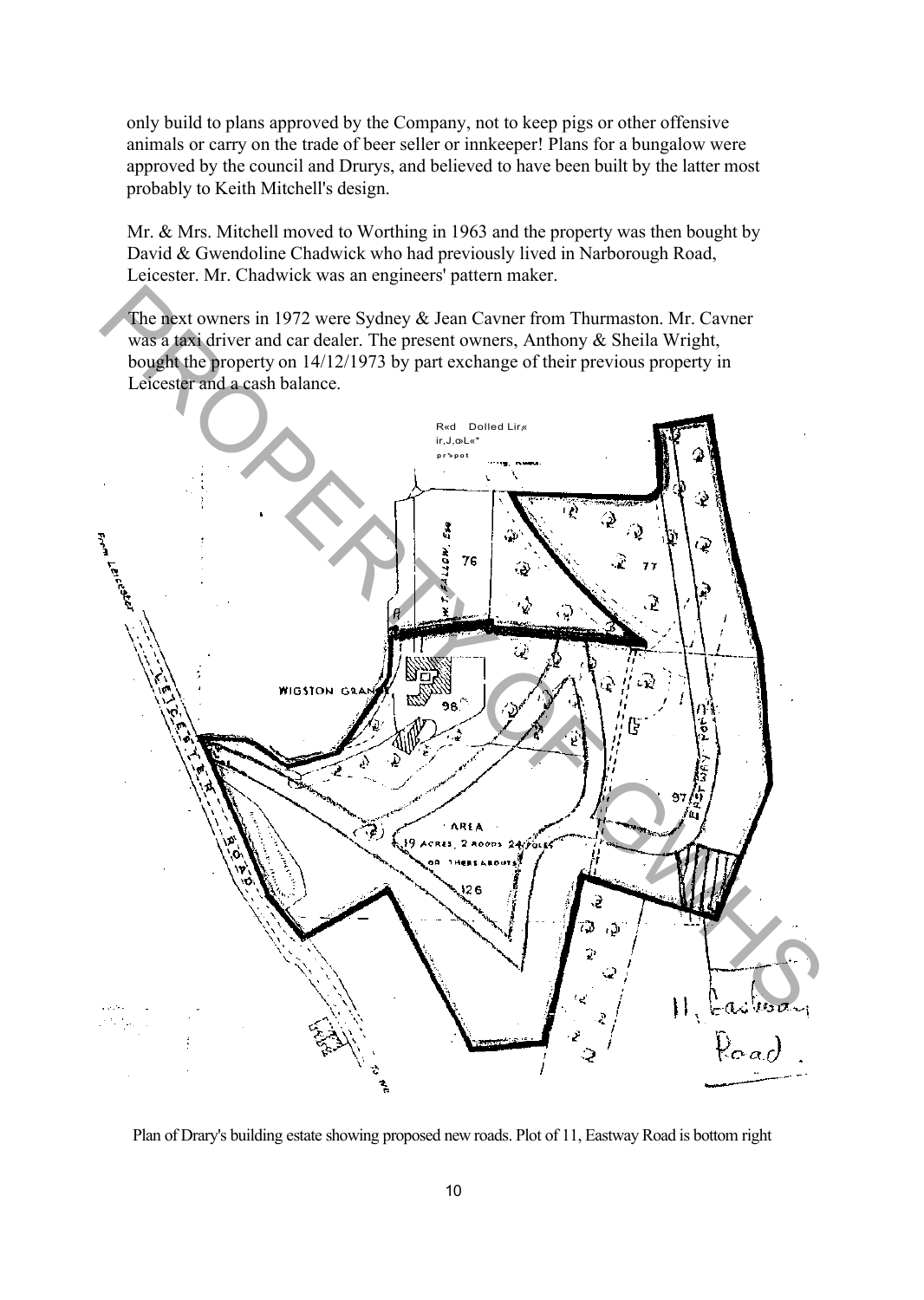only build to plans approved by the Company, not to keep pigs or other offensive animals or carry on the trade of beer seller or innkeeper! Plans for a bungalow were approved by the council and Drurys, and believed to have been built by the latter most probably to Keith Mitchell's design.

Mr. & Mrs. Mitchell moved to Worthing in 1963 and the property was then bought by David & Gwendoline Chadwick who had previously lived in Narborough Road, Leicester. Mr. Chadwick was an engineers' pattern maker.

The next owners in 1972 were Sydney & Jean Cavner from Thurmaston. Mr. Cavner was a taxi driver and car dealer. The present owners, Anthony & Sheila Wright, bought the property on 14/12/1973 by part exchange of their previous property in Leicester and a cash balance.

Plan of Drary's building estate showing proposed new roads. Plot of 11, Eastway Road is bottom right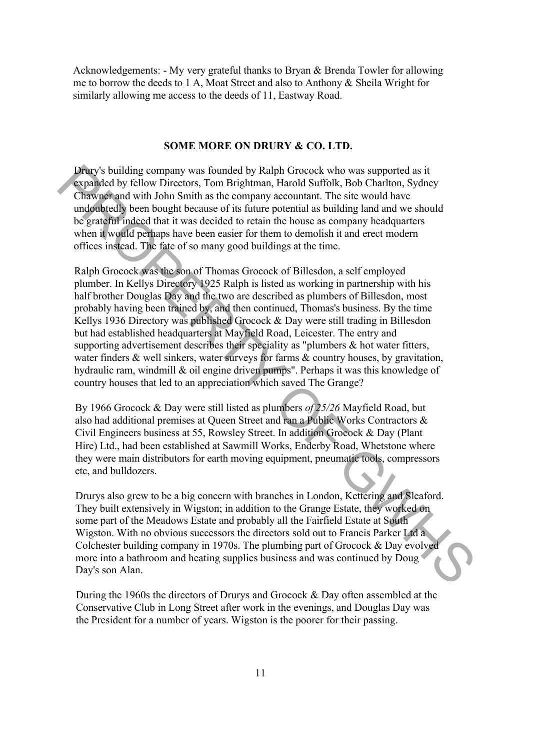Acknowledgements: - My very grateful thanks to Bryan & Brenda Towler for allowing me to borrow the deeds to 1 A, Moat Street and also to Anthony & Sheila Wright for similarly allowing me access to the deeds of 11, Eastway Road.

## SOME MORE ON DRURY & CO. LTD.

Drury's building company was founded by Ralph Grocock who was supported as it expanded by fellow Directors, Tom Brightman, Harold Suffolk, Bob Charlton, Sydney Chawner and with John Smith as the company accountant. The site would have undoubtedly been bought because of its future potential as building land and we should be grateful indeed that it was decided to retain the house as company headquarters when it would perhaps have been easier for them to demolish it and erect modern offices instead. The fate of so many good buildings at the time.

Ralph Grocock was the son of Thomas Grocock of Billesdon, a self employed plumber. In Kellys Directory 1925 Ralph is listed as working in partnership with his half brother Douglas Day and the two are described as plumbers of Billesdon, most probably having been trained by, and then continued, Thomas's business. By the time Kellys 1936 Directory was published Grocock & Day were still trading in Billesdon but had established headquarters at Mayfield Road, Leicester. The entry and supporting advertisement describes their speciality as "plumbers & hot water fitters, water finders & well sinkers, water surveys for farms & country houses, by gravitation, hydraulic ram, windmill & oil engine driven pumps". Perhaps it was this knowledge of country houses that led to an appreciation which saved The Grange?

By 1966 Grocock & Day were still listed as plumbers *of 25/26* Mayfield Road, but also had additional premises at Queen Street and ran a Public Works Contractors & Civil Engineers business at 55, Rowsley Street. In addition Grocock & Day (Plant Hire) Ltd., had been established at Sawmill Works, Enderby Road, Whetstone where they were main distributors for earth moving equipment, pneumatic tools, compressors etc, and bulldozers.

Drurys also grew to be a big concern with branches in London, Kettering and Sleaford. They built extensively in Wigston; in addition to the Grange Estate, they worked on some part of the Meadows Estate and probably all the Fairfield Estate at South Wigston. With no obvious successors the directors sold out to Francis Parker Ltd a Colchester building company in 1970s. The plumbing part of Grocock & Day evolved more into a bathroom and heating supplies business and was continued by Doug Day's son Alan.

During the 1960s the directors of Drurys and Grocock & Day often assembled at the Conservative Club in Long Street after work in the evenings, and Douglas Day was the President for a number of years. Wigston is the poorer for their passing.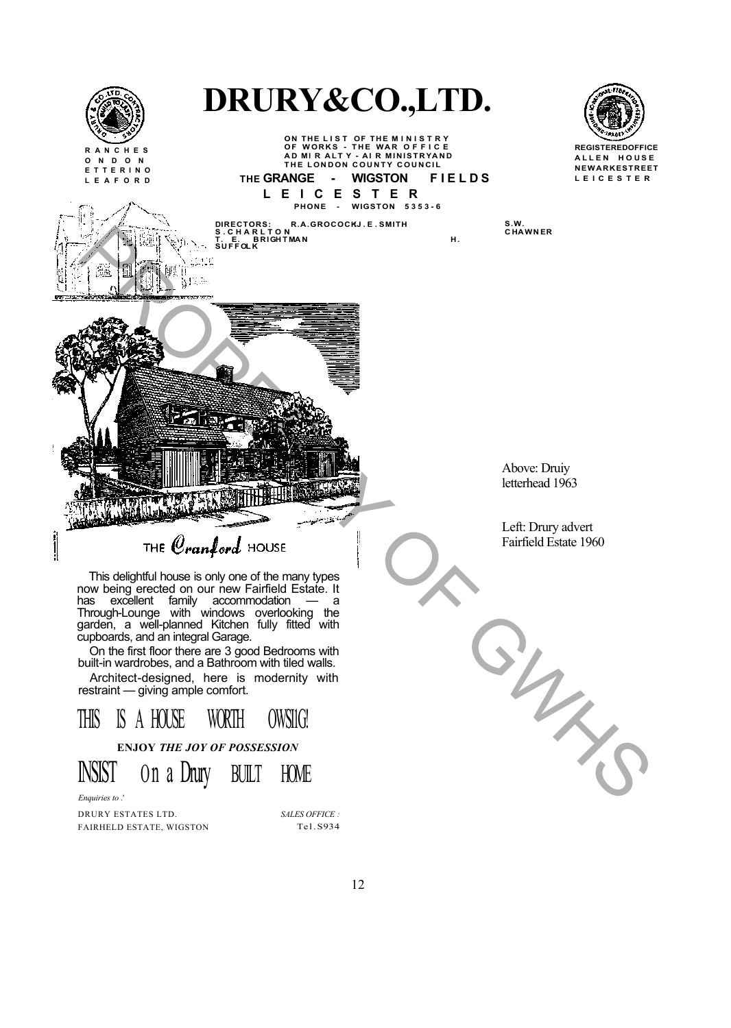# DRURY&CO.,LTD.

RANCHES
ONDON
ETTERINO
LEAFORD

ON THE LIST OF THE MINISTRY OF WORKS - THE WAR OFFICE ADMIRALTY - AIR MINISTRYAND THE LONDON COUNTY COUNCIL

THE GRANGE - WIGSTON FIELDS

LEICESTER

PHONE - WIGSTON 5353-6

REGISTEREDOFFICE
ALLEN HOUSE
NEWARKESTREET
LEICESTER

DIRECTORS: R.A.GROCOCKJ.E.SMITH S.W. CHAWNER S.CHARLTON T. E. BRIGHTMAN H. SUFFOLK

THE *Cranford* HOUSE

This delightful house is only one of the many types now being erected on our new Fairfield Estate. It has excellent family accommodation — a Through-Lounge with windows overlooking the garden, a well-planned Kitchen fully fitted with cupboards, and an integral Garage.

On the first floor there are 3 good Bedrooms with built-in wardrobes, and a Bathroom with tiled walls.

Architect-designed, here is modernity with restraint — giving ample comfort.

THIS IS A HOUSE WORTH OWSI1G!

**ENJOY** ***THE JOY OF POSSESSION***

INSIST On a Drury BUILT HOME

*Enquiries to :*

DRURY ESTATES LTD.
FAIRHELD ESTATE, WIGSTON

*SALES OFFICE :*
Te1.S934

Above: Druiy letterhead 1963

Left: Drury advert Fairfield Estate 1960